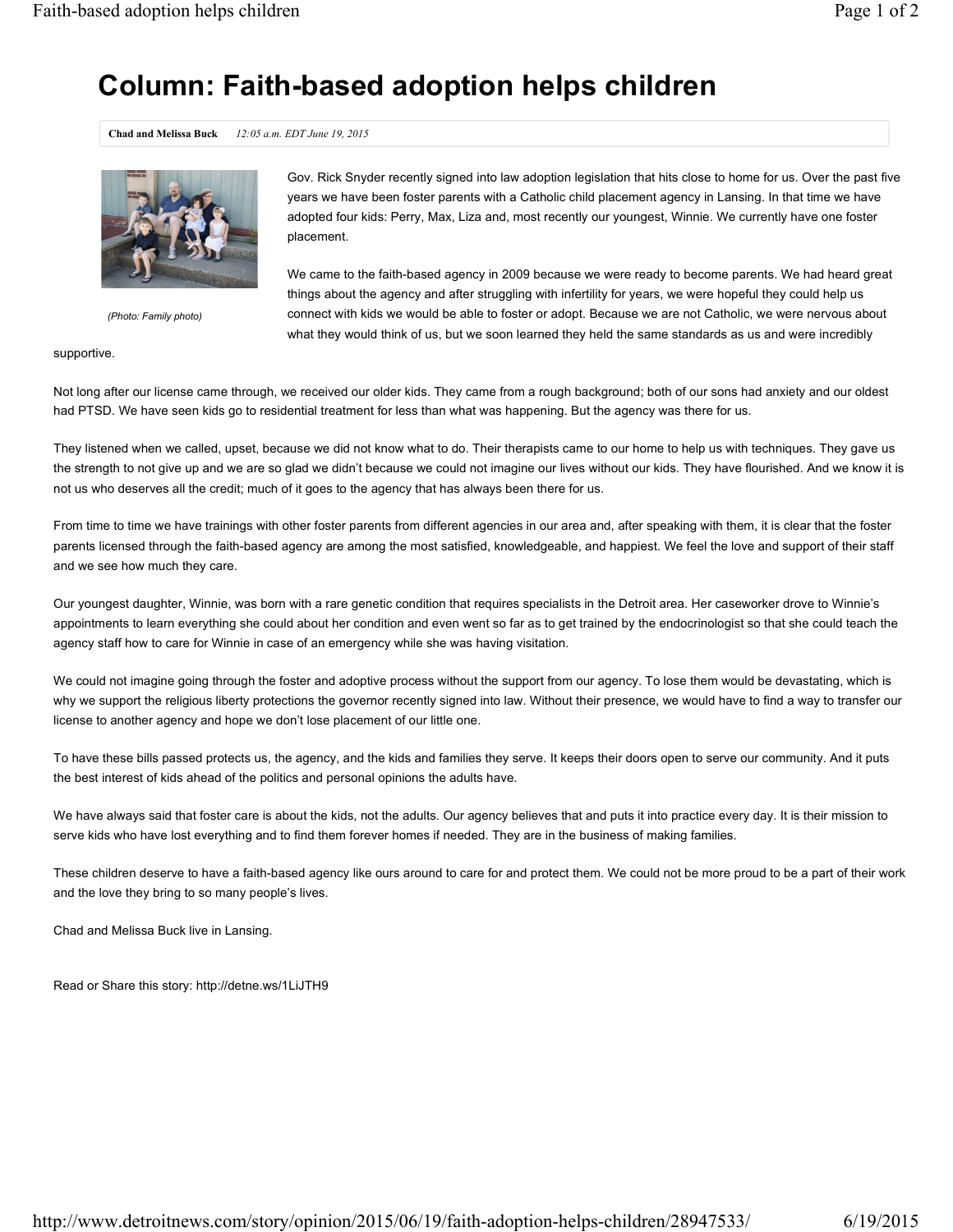# Column: Faith-based adoption helps children

**Chad and Melissa Buck** *12:05 a.m. EDT June 19, 2015*

*(Photo: Family photo)*

Gov. Rick Snyder recently signed into law adoption legislation that hits close to home for us. Over the past five years we have been foster parents with a Catholic child placement agency in Lansing. In that time we have adopted four kids: Perry, Max, Liza and, most recently our youngest, Winnie. We currently have one foster placement.

We came to the faith-based agency in 2009 because we were ready to become parents. We had heard great things about the agency and after struggling with infertility for years, we were hopeful they could help us connect with kids we would be able to foster or adopt. Because we are not Catholic, we were nervous about what they would think of us, but we soon learned they held the same standards as us and were incredibly supportive.

Not long after our license came through, we received our older kids. They came from a rough background; both of our sons had anxiety and our oldest had PTSD. We have seen kids go to residential treatment for less than what was happening. But the agency was there for us.

They listened when we called, upset, because we did not know what to do. Their therapists came to our home to help us with techniques. They gave us the strength to not give up and we are so glad we didn't because we could not imagine our lives without our kids. They have flourished. And we know it is not us who deserves all the credit; much of it goes to the agency that has always been there for us.

From time to time we have trainings with other foster parents from different agencies in our area and, after speaking with them, it is clear that the foster parents licensed through the faith-based agency are among the most satisfied, knowledgeable, and happiest. We feel the love and support of their staff and we see how much they care.

Our youngest daughter, Winnie, was born with a rare genetic condition that requires specialists in the Detroit area. Her caseworker drove to Winnie's appointments to learn everything she could about her condition and even went so far as to get trained by the endocrinologist so that she could teach the agency staff how to care for Winnie in case of an emergency while she was having visitation.

We could not imagine going through the foster and adoptive process without the support from our agency. To lose them would be devastating, which is why we support the religious liberty protections the governor recently signed into law. Without their presence, we would have to find a way to transfer our license to another agency and hope we don't lose placement of our little one.

To have these bills passed protects us, the agency, and the kids and families they serve. It keeps their doors open to serve our community. And it puts the best interest of kids ahead of the politics and personal opinions the adults have.

We have always said that foster care is about the kids, not the adults. Our agency believes that and puts it into practice every day. It is their mission to serve kids who have lost everything and to find them forever homes if needed. They are in the business of making families.

These children deserve to have a faith-based agency like ours around to care for and protect them. We could not be more proud to be a part of their work and the love they bring to so many people's lives.

Chad and Melissa Buck live in Lansing.

Read or Share this story: http://detne.ws/1LiJTH9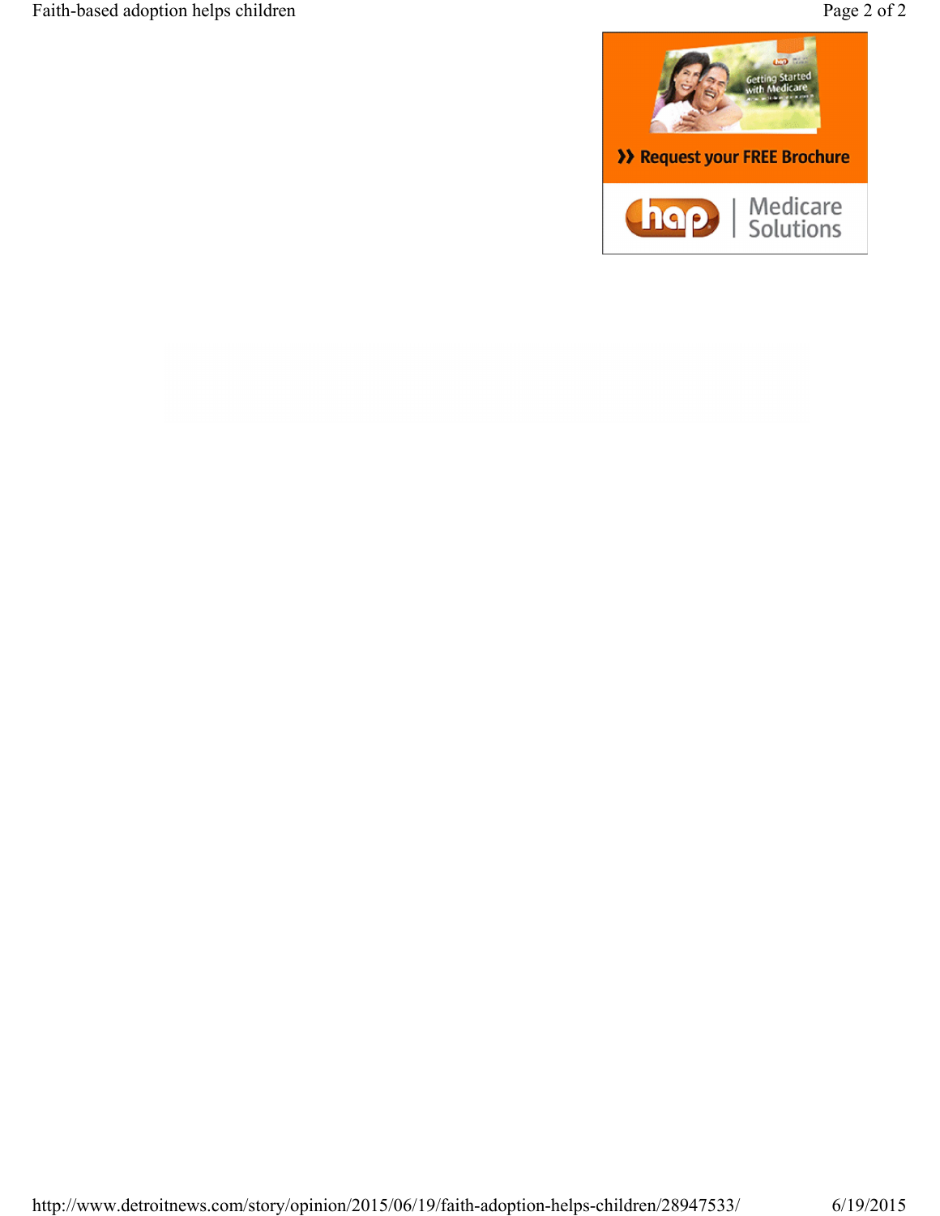Getting Started with Medicare

» Request your FREE Brochure

hap | Medicare Solutions